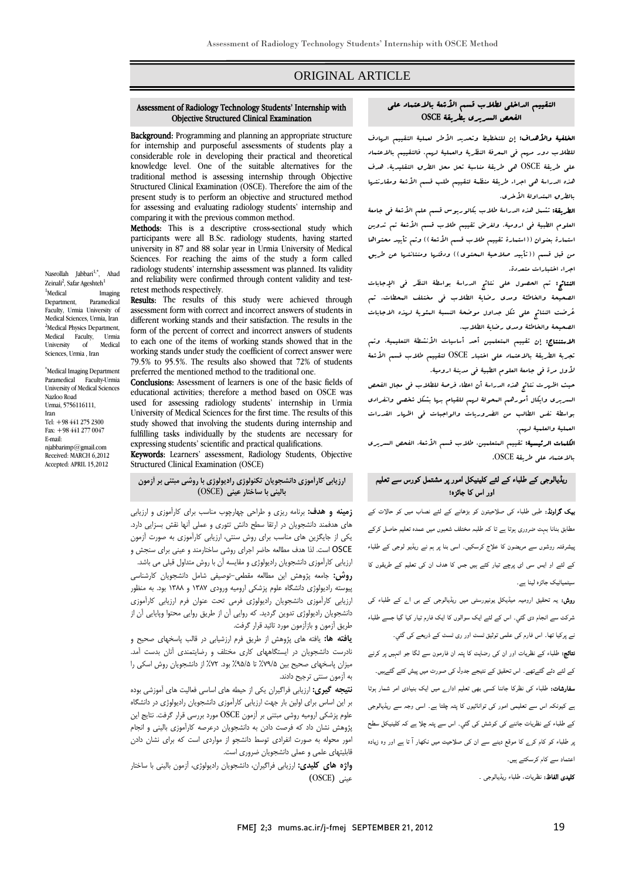ORIGINAL ARTICLE

# Assessment of Radiology Technology Students' Internship with Objective Structured Clinical Examination

Nasrollah Jabbari[1,*], Ahad Zeinali[2], Safar Ageshteh[1]

[1]Medical Imaging Department, Paramedical Faculty, Urmia University of Medical Sciences, Urmia, Iran
[2]Medical Physics Department, Medical Faculty, Urmia University of Medical Sciences, Urmia, Iran

*Medical Imaging Department Paramedical Faculty-Urmia University of Medical Sciences Nazloo Road Urmai, 5756116111, Iran
Tel: +98 441 275 2300
Fax: +98 441 277 0047
E-mail: njabbarimp@gmail.com
Received: MARCH 6,2012
Accepted: APRIL 15,2012

**Background:** Programming and planning an appropriate structure for internship and purposeful assessments of students play a considerable role in developing their practical and theoretical knowledge level. One of the suitable alternatives for the traditional method is assessing internship through Objective Structured Clinical Examination (OSCE). Therefore the aim of the present study is to perform an objective and structured method for assessing and evaluating radiology students' internship and comparing it with the previous common method.

**Methods:** This is a descriptive cross-sectional study which participants were all B.Sc. radiology students, having started university in 87 and 88 solar year in Urmia University of Medical Sciences. For reaching the aims of the study a form called radiology students' internship assessment was planned. Its validity and reliability were confirmed through content validity and test-retest methods respectively.

**Results:** The results of this study were achieved through assessment form with correct and incorrect answers of students in different working stands and their satisfaction. The results in the form of the percent of correct and incorrect answers of students to each one of the items of working stands showed that in the working stands under study the coefficient of correct answer were 79.5% to 95.5%. The results also showed that 72% of students preferred the mentioned method to the traditional one.

**Conclusions:** Assessment of learners is one of the basic fields of educational activities; therefore a method based on OSCE was used for assessing radiology students' internship in Urmia University of Medical Sciences for the first time. The results of this study showed that involving the students during internship and fulfilling tasks individually by the students are necessary for expressing students' scientific and practical qualifications.

**Keywords:** Learners' assessment, Radiology Students, Objective Structured Clinical Examination (OSCE)

## ارزیابی کارآموزی دانشجویان تکنولوژی رادیولوژی با روشی مبتنی بر آزمون بالینی با ساختار عینی (OSCE)

**زمینه و هدف:** برنامه ریزی و طراحی چهارچوب مناسب برای کارآموزی و ارزیابی های هدفمند دانشجویان در ارتقا سطح دانش تئوری و عملی آنها نقش بسزایی دارد. یکی از جایگزین های مناسب برای روش سنتی، ارزیابی کارآموزی به صورت آزمون OSCE است. لذا هدف مطالعه حاضر اجرای روشی ساختارمند و عینی برای سنجش و ارزیابی کارآموزی دانشجویان رادیولوژی و مقایسه آن با روش متداول قبلی می باشد.

**روش:** جامعه پژوهش این مطالعه مقطعی-توصیفی شامل دانشجویان کارشناسی پیوسته رادیولوژی دانشگاه علوم پزشکی ارومیه ورودی ۱۳۸۷ و ۱۳۸۸ بود. به منظور ارزیابی کارآموزی دانشجویان رادیولوژی فرمی تحت عنوان فرم ارزیابی کارآموزی دانشجویان رادیولوژی تدوین گردید. که روایی آن از طریق روایی محتوا وپایایی آن از طریق آزمون و بازآزمون مورد تائید قرار گرفت.

**یافته ها:** یافته های پژوهش از طریق فرم ارزشیابی در قالب پاسخهای صحیح و نادرست دانشجویان در ایستگاههای کاری مختلف و رضایتمندی آنان بدست آمد. میزان پاسخهای صحیح بین ۷۹/۵٪ تا ۹۵/۵٪ بود. ۷۲٪ از دانشجویان روش اسکی را به آزمون سنتی ترجیح دادند.

**نتیجه گیری:** ارزیابی فراگیران یکی از حیطه های اساسی فعالیت های آموزشی بوده بر این اساس برای اولین بار جهت ارزیابی کارآموزی دانشجویان رادیولوژی در دانشگاه علوم پزشکی ارومیه روشی مبتنی بر آزمون OSCE مورد بررسی قرار گرفت. نتایج این پژوهش نشان داد که فرصت دادن به دانشجویان درعرصه کارآموزی بالینی و انجام امور محوله به صورت انفرادی توسط دانشجو از مواردی است که برای نشان دادن قابلیتهای علمی و عملی دانشجویان ضروری است.

**واژه های کلیدی:** ارزیابی فراگیران، دانشجویان رادیولوژی، آزمون بالینی با ساختار عینی (OSCE)

## التقییم الداخلی لطلاب قسم الأشعة بالاعتماد علی الفحص السریری بطریقة OSCE

**الخلفیة والأهداف:** إن للتخطیط وتحدید الأطر لعملیة التقییم الهادف للطلاب دور مهم فی المعرفة النظریة والعملیة لهم. فالتقییم بالاعتماد علی طریقة OSCE هی طریقة مناسبة تحل محل الطرق التقلیدیة. هدف هذه الدراسة هی اجراء طریقة منظمة لتقییم طلب قسم الأشعة ومقارنتها بالطرق المتداولة الأخری.

**الطریقة:** تشمل هذه الدراسة طلاب بکالوریوس قسم علم الأشعة فی جامعة العلوم الطبیة فی ارومیة. ولغرض تقییم طلاب قسم الأشعة تم تدوین استمارة بعنوان ((استمارة تقییم طلاب قسم الأشعة)) وتم تأیید محتواها من قبل قسم ((تأیید صلاحیة المحتوی)) ودقتها ومتانتها عن طریق اجراء اختبارات متعددة.

**النتائج:** تم الحصول علی نتائج الدراسة بواسطة النظر فی الإجابات الصحیحة والخاطئة ومدی رضایة الطلاب فی مختلف المحطات. تم عرضت النتائج علی شکل جداول موضحة النسبة المئویة لهذه الاجابات الصحیحة والخاطئة ومدی رضایة الطلاب.

**الاستنتاج:** إن تقییم المتعلمین أحد أساسیات الأنشطة التعلیمیة. وتم تجربة الطریقة بالاعتماد علی اختبار OSCE لتقییم طلاب قسم الأشعة لأول مرة فی جامعة العلوم الطبیة فی مدینة ارومیة.

حیث اظهرت نتائج هذه الدراسة أن اعطاء فرصة للطلاب فی مجال الفحص السریری وایکال أمورهم المحولة لهم للقیام بها بشکل شخصی وانفرادی بواسطة نفس الطالب من الضروریات والواجبات فی اظهار القدرات العملیة والعلمیة لهم.

**الکلمات الرئیسیة:** تقییم المتعلمین، طلاب قسم الأشعة، الفحص السریری بالاعتماد علی طریقة OSCE.

## ریڈیالوجی کے طلباء کے لئے کلینیکل امور پر مشتمل کورس سے تعلیم اور اس کا جائزہ؛

**بیک گراونڈ:** طبی طلباء کی صلاحیتوں کو بڑھانے کے لئے نصاب میں کو حالات کے مطابق بنانا بہت ضروری ہوتا ہے تا کہ طلبہ مختلف شعبوں میں عمدہ تعلیم حاصل کرکے پیشرفتہ روشوں سے مریضوں کا علاج کرسکیں۔ اسی بنا پر ہم نے ریڈیو لوجی کے طلباء کے لئے او ایس سی ای پرچے تیار کئے ہیں جس کا ھدف ان کی تعلیم کے طریقوں کا سیمٹیائیک جائزہ لینا ہے۔

**روش:** یہ تحقیق ارومیہ میڈیکل یونیورسٹی میں ریڈیالوجی کے بی اے کے طلباء کی شرکت سے انجام دی گئي۔ اس کے لئے ایک سوالوں کا ایک فارم تیار کیا گیا جسے طلباء نے پرکیا تھا۔ اس فارم کی علمی توثیق ٹسٹ اور ری ٹسٹ کے ذریعے کی گئي۔

**نتائج:** طلباء کے نظریات اور ان کی رضایت کا پتہ ان فارموں سے لگا جو انہیں پر کرنے کے لئے دئے گئےتھے۔ اس تحقیق کے نتیجے جدول کی صورت میں پیش کئے گئےہیں۔

**سفارشات:** طلباء کی نظرکا جاننا کسی بھی تعلیم ادارے میں ایک بنیادی امر شمار ہوتا ہے کیونکہ اس سے تعلیمی امور کی توانائیوں کا پتہ چلتا ہے۔ اسی وجہ سے ریڈیالوجی کے طلباء کے نظریات جاننے کی کوشش کی گئي۔ اس سے پتہ چلا ہے کہ کلینیکل سطح پر طلباء کو کام کرنے کا موقع دینے سے ان کی صلاحیت میں نکھار آ تا ہے اور وہ زیادہ اعتماد سے کام کرسکتے ہیں۔

**کلیدی الفاظ:** نظریات، طلباء ریڈیالوجی ۔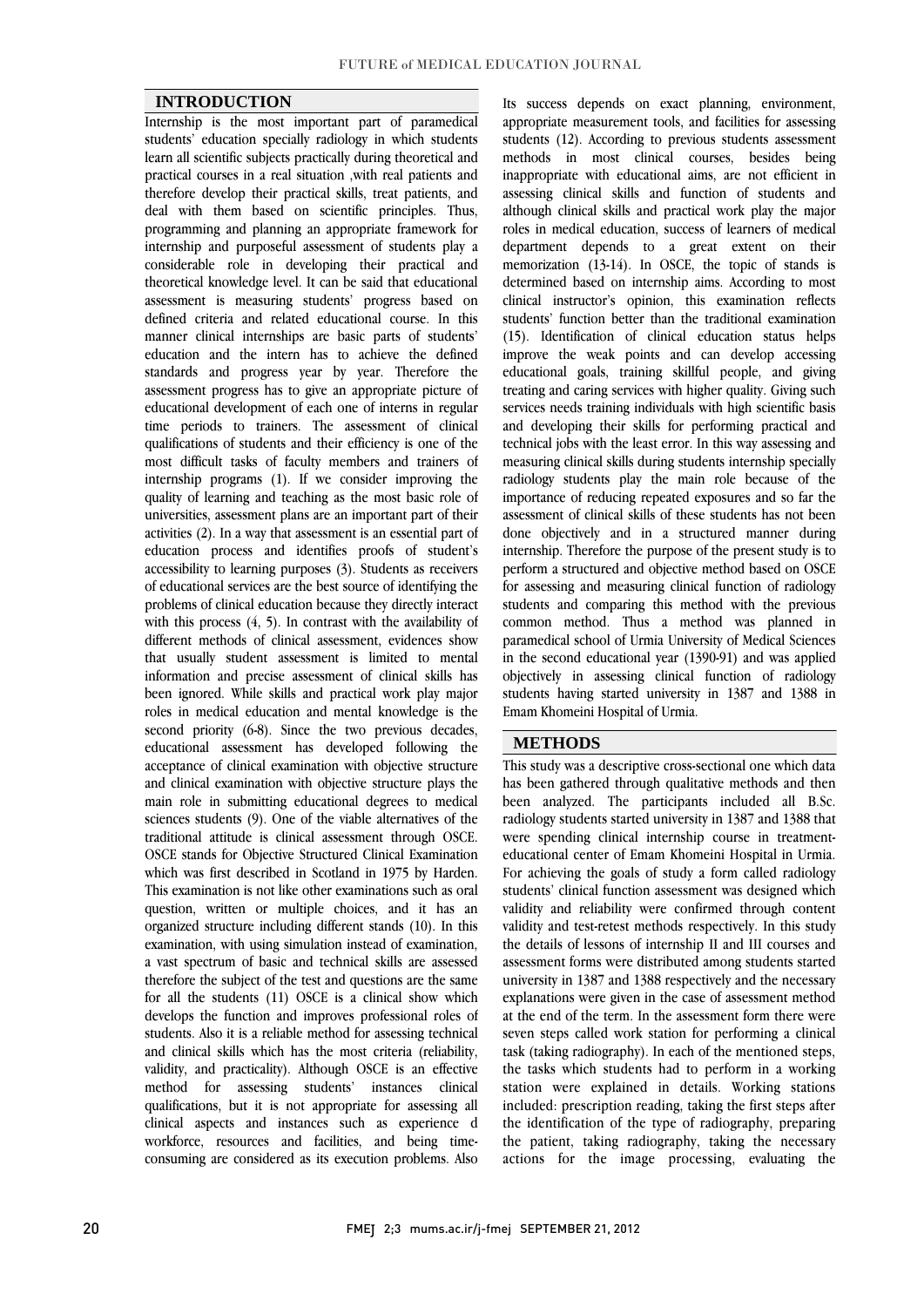## INTRODUCTION

Internship is the most important part of paramedical students' education specially radiology in which students learn all scientific subjects practically during theoretical and practical courses in a real situation ,with real patients and therefore develop their practical skills, treat patients, and deal with them based on scientific principles. Thus, programming and planning an appropriate framework for internship and purposeful assessment of students play a considerable role in developing their practical and theoretical knowledge level. It can be said that educational assessment is measuring students' progress based on defined criteria and related educational course. In this manner clinical internships are basic parts of students' education and the intern has to achieve the defined standards and progress year by year. Therefore the assessment progress has to give an appropriate picture of educational development of each one of interns in regular time periods to trainers. The assessment of clinical qualifications of students and their efficiency is one of the most difficult tasks of faculty members and trainers of internship programs (1). If we consider improving the quality of learning and teaching as the most basic role of universities, assessment plans are an important part of their activities (2). In a way that assessment is an essential part of education process and identifies proofs of student's accessibility to learning purposes (3). Students as receivers of educational services are the best source of identifying the problems of clinical education because they directly interact with this process (4, 5). In contrast with the availability of different methods of clinical assessment, evidences show that usually student assessment is limited to mental information and precise assessment of clinical skills has been ignored. While skills and practical work play major roles in medical education and mental knowledge is the second priority (6-8). Since the two previous decades, educational assessment has developed following the acceptance of clinical examination with objective structure and clinical examination with objective structure plays the main role in submitting educational degrees to medical sciences students (9). One of the viable alternatives of the traditional attitude is clinical assessment through OSCE. OSCE stands for Objective Structured Clinical Examination which was first described in Scotland in 1975 by Harden. This examination is not like other examinations such as oral question, written or multiple choices, and it has an organized structure including different stands (10). In this examination, with using simulation instead of examination, a vast spectrum of basic and technical skills are assessed therefore the subject of the test and questions are the same for all the students (11) OSCE is a clinical show which develops the function and improves professional roles of students. Also it is a reliable method for assessing technical and clinical skills which has the most criteria (reliability, validity, and practicality). Although OSCE is an effective method for assessing students' instances clinical qualifications, but it is not appropriate for assessing all clinical aspects and instances such as experience d workforce, resources and facilities, and being time-consuming are considered as its execution problems. Also Its success depends on exact planning, environment, appropriate measurement tools, and facilities for assessing students (12). According to previous students assessment methods in most clinical courses, besides being inappropriate with educational aims, are not efficient in assessing clinical skills and function of students and although clinical skills and practical work play the major roles in medical education, success of learners of medical department depends to a great extent on their memorization (13-14). In OSCE, the topic of stands is determined based on internship aims. According to most clinical instructor's opinion, this examination reflects students' function better than the traditional examination (15). Identification of clinical education status helps improve the weak points and can develop accessing educational goals, training skillful people, and giving treating and caring services with higher quality. Giving such services needs training individuals with high scientific basis and developing their skills for performing practical and technical jobs with the least error. In this way assessing and measuring clinical skills during students internship specially radiology students play the main role because of the importance of reducing repeated exposures and so far the assessment of clinical skills of these students has not been done objectively and in a structured manner during internship. Therefore the purpose of the present study is to perform a structured and objective method based on OSCE for assessing and measuring clinical function of radiology students and comparing this method with the previous common method. Thus a method was planned in paramedical school of Urmia University of Medical Sciences in the second educational year (1390-91) and was applied objectively in assessing clinical function of radiology students having started university in 1387 and 1388 in Emam Khomeini Hospital of Urmia.

## METHODS

This study was a descriptive cross-sectional one which data has been gathered through qualitative methods and then been analyzed. The participants included all B.Sc. radiology students started university in 1387 and 1388 that were spending clinical internship course in treatment-educational center of Emam Khomeini Hospital in Urmia. For achieving the goals of study a form called radiology students' clinical function assessment was designed which validity and reliability were confirmed through content validity and test-retest methods respectively. In this study the details of lessons of internship II and III courses and assessment forms were distributed among students started university in 1387 and 1388 respectively and the necessary explanations were given in the case of assessment method at the end of the term. In the assessment form there were seven steps called work station for performing a clinical task (taking radiography). In each of the mentioned steps, the tasks which students had to perform in a working station were explained in details. Working stations included: prescription reading, taking the first steps after the identification of the type of radiography, preparing the patient, taking radiography, taking the necessary actions for the image processing, evaluating the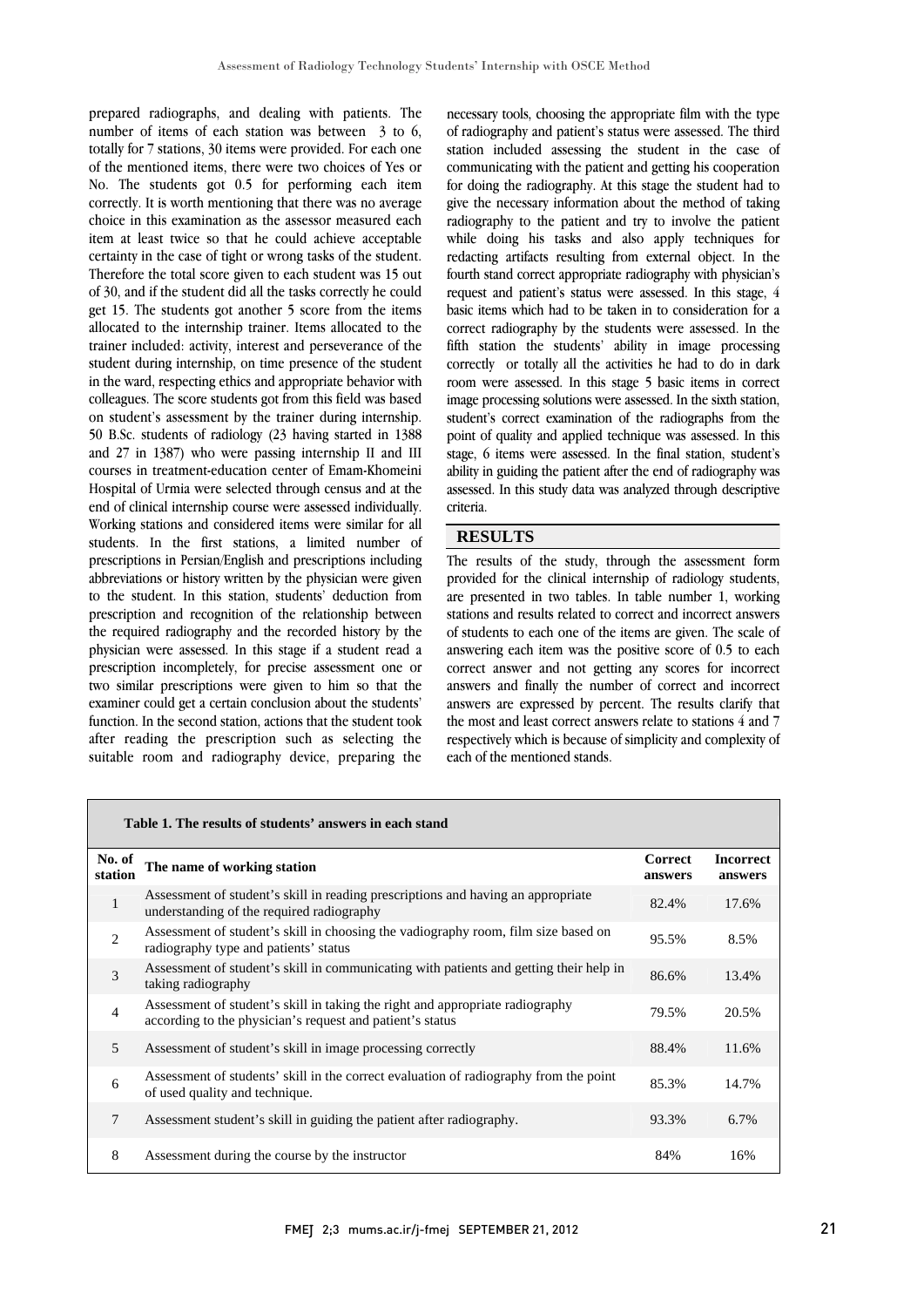prepared radiographs, and dealing with patients. The number of items of each station was between 3 to 6, totally for 7 stations, 30 items were provided. For each one of the mentioned items, there were two choices of Yes or No. The students got 0.5 for performing each item correctly. It is worth mentioning that there was no average choice in this examination as the assessor measured each item at least twice so that he could achieve acceptable certainty in the case of tight or wrong tasks of the student. Therefore the total score given to each student was 15 out of 30, and if the student did all the tasks correctly he could get 15. The students got another 5 score from the items allocated to the internship trainer. Items allocated to the trainer included: activity, interest and perseverance of the student during internship, on time presence of the student in the ward, respecting ethics and appropriate behavior with colleagues. The score students got from this field was based on student's assessment by the trainer during internship. 50 B.Sc. students of radiology (23 having started in 1388 and 27 in 1387) who were passing internship II and III courses in treatment-education center of Emam-Khomeini Hospital of Urmia were selected through census and at the end of clinical internship course were assessed individually. Working stations and considered items were similar for all students. In the first stations, a limited number of prescriptions in Persian/English and prescriptions including abbreviations or history written by the physician were given to the student. In this station, students' deduction from prescription and recognition of the relationship between the required radiography and the recorded history by the physician were assessed. In this stage if a student read a prescription incompletely, for precise assessment one or two similar prescriptions were given to him so that the examiner could get a certain conclusion about the students' function. In the second station, actions that the student took after reading the prescription such as selecting the suitable room and radiography device, preparing the necessary tools, choosing the appropriate film with the type of radiography and patient's status were assessed. The third station included assessing the student in the case of communicating with the patient and getting his cooperation for doing the radiography. At this stage the student had to give the necessary information about the method of taking radiography to the patient and try to involve the patient while doing his tasks and also apply techniques for redacting artifacts resulting from external object. In the fourth stand correct appropriate radiography with physician's request and patient's status were assessed. In this stage, 4 basic items which had to be taken in to consideration for a correct radiography by the students were assessed. In the fifth station the students' ability in image processing correctly or totally all the activities he had to do in dark room were assessed. In this stage 5 basic items in correct image processing solutions were assessed. In the sixth station, student's correct examination of the radiographs from the point of quality and applied technique was assessed. In this stage, 6 items were assessed. In the final station, student's ability in guiding the patient after the end of radiography was assessed. In this study data was analyzed through descriptive criteria.

## RESULTS

The results of the study, through the assessment form provided for the clinical internship of radiology students, are presented in two tables. In table number 1, working stations and results related to correct and incorrect answers of students to each one of the items are given. The scale of answering each item was the positive score of 0.5 to each correct answer and not getting any scores for incorrect answers and finally the number of correct and incorrect answers are expressed by percent. The results clarify that the most and least correct answers relate to stations 4 and 7 respectively which is because of simplicity and complexity of each of the mentioned stands.

**Table 1. The results of students' answers in each stand**

| No. of station | The name of working station | Correct answers | Incorrect answers |
|---|---|---|---|
| 1 | Assessment of student's skill in reading prescriptions and having an appropriate understanding of the required radiography | 82.4% | 17.6% |
| 2 | Assessment of student's skill in choosing the vadiography room, film size based on radiography type and patients' status | 95.5% | 8.5% |
| 3 | Assessment of student's skill in communicating with patients and getting their help in taking radiography | 86.6% | 13.4% |
| 4 | Assessment of student's skill in taking the right and appropriate radiography according to the physician's request and patient's status | 79.5% | 20.5% |
| 5 | Assessment of student's skill in image processing correctly | 88.4% | 11.6% |
| 6 | Assessment of students' skill in the correct evaluation of radiography from the point of used quality and technique. | 85.3% | 14.7% |
| 7 | Assessment student's skill in guiding the patient after radiography. | 93.3% | 6.7% |
| 8 | Assessment during the course by the instructor | 84% | 16% |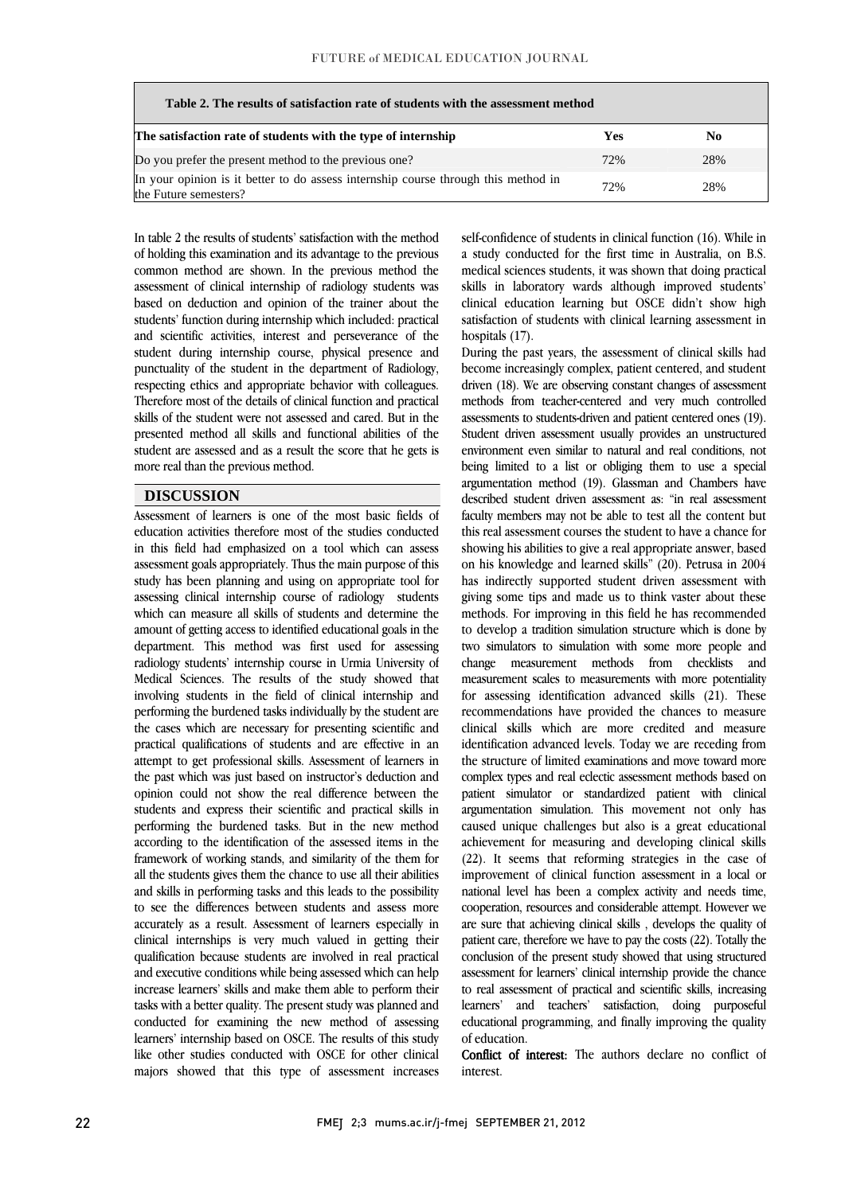**Table 2. The results of satisfaction rate of students with the assessment method**

| The satisfaction rate of students with the type of internship | Yes | No |
|---|---|---|
| Do you prefer the present method to the previous one? | 72% | 28% |
| In your opinion is it better to do assess internship course through this method in the Future semesters? | 72% | 28% |

In table 2 the results of students' satisfaction with the method of holding this examination and its advantage to the previous common method are shown. In the previous method the assessment of clinical internship of radiology students was based on deduction and opinion of the trainer about the students' function during internship which included: practical and scientific activities, interest and perseverance of the student during internship course, physical presence and punctuality of the student in the department of Radiology, respecting ethics and appropriate behavior with colleagues. Therefore most of the details of clinical function and practical skills of the student were not assessed and cared. But in the presented method all skills and functional abilities of the student are assessed and as a result the score that he gets is more real than the previous method.

## DISCUSSION

Assessment of learners is one of the most basic fields of education activities therefore most of the studies conducted in this field had emphasized on a tool which can assess assessment goals appropriately. Thus the main purpose of this study has been planning and using on appropriate tool for assessing clinical internship course of radiology students which can measure all skills of students and determine the amount of getting access to identified educational goals in the department. This method was first used for assessing radiology students' internship course in Urmia University of Medical Sciences. The results of the study showed that involving students in the field of clinical internship and performing the burdened tasks individually by the student are the cases which are necessary for presenting scientific and practical qualifications of students and are effective in an attempt to get professional skills. Assessment of learners in the past which was just based on instructor's deduction and opinion could not show the real difference between the students and express their scientific and practical skills in performing the burdened tasks. But in the new method according to the identification of the assessed items in the framework of working stands, and similarity of the them for all the students gives them the chance to use all their abilities and skills in performing tasks and this leads to the possibility to see the differences between students and assess more accurately as a result. Assessment of learners especially in clinical internships is very much valued in getting their qualification because students are involved in real practical and executive conditions while being assessed which can help increase learners' skills and make them able to perform their tasks with a better quality. The present study was planned and conducted for examining the new method of assessing learners' internship based on OSCE. The results of this study like other studies conducted with OSCE for other clinical majors showed that this type of assessment increases self-confidence of students in clinical function (16). While in a study conducted for the first time in Australia, on B.S. medical sciences students, it was shown that doing practical skills in laboratory wards although improved students' clinical education learning but OSCE didn't show high satisfaction of students with clinical learning assessment in hospitals (17).

During the past years, the assessment of clinical skills had become increasingly complex, patient centered, and student driven (18). We are observing constant changes of assessment methods from teacher-centered and very much controlled assessments to students-driven and patient centered ones (19). Student driven assessment usually provides an unstructured environment even similar to natural and real conditions, not being limited to a list or obliging them to use a special argumentation method (19). Glassman and Chambers have described student driven assessment as: "in real assessment faculty members may not be able to test all the content but this real assessment courses the student to have a chance for showing his abilities to give a real appropriate answer, based on his knowledge and learned skills" (20). Petrusa in 2004 has indirectly supported student driven assessment with giving some tips and made us to think vaster about these methods. For improving in this field he has recommended to develop a tradition simulation structure which is done by two simulators to simulation with some more people and change measurement methods from checklists and measurement scales to measurements with more potentiality for assessing identification advanced skills (21). These recommendations have provided the chances to measure clinical skills which are more credited and measure identification advanced levels. Today we are receding from the structure of limited examinations and move toward more complex types and real eclectic assessment methods based on patient simulator or standardized patient with clinical argumentation simulation. This movement not only has caused unique challenges but also is a great educational achievement for measuring and developing clinical skills (22). It seems that reforming strategies in the case of improvement of clinical function assessment in a local or national level has been a complex activity and needs time, cooperation, resources and considerable attempt. However we are sure that achieving clinical skills , develops the quality of patient care, therefore we have to pay the costs (22). Totally the conclusion of the present study showed that using structured assessment for learners' clinical internship provide the chance to real assessment of practical and scientific skills, increasing learners' and teachers' satisfaction, doing purposeful educational programming, and finally improving the quality of education.

**Conflict of interest:** The authors declare no conflict of interest.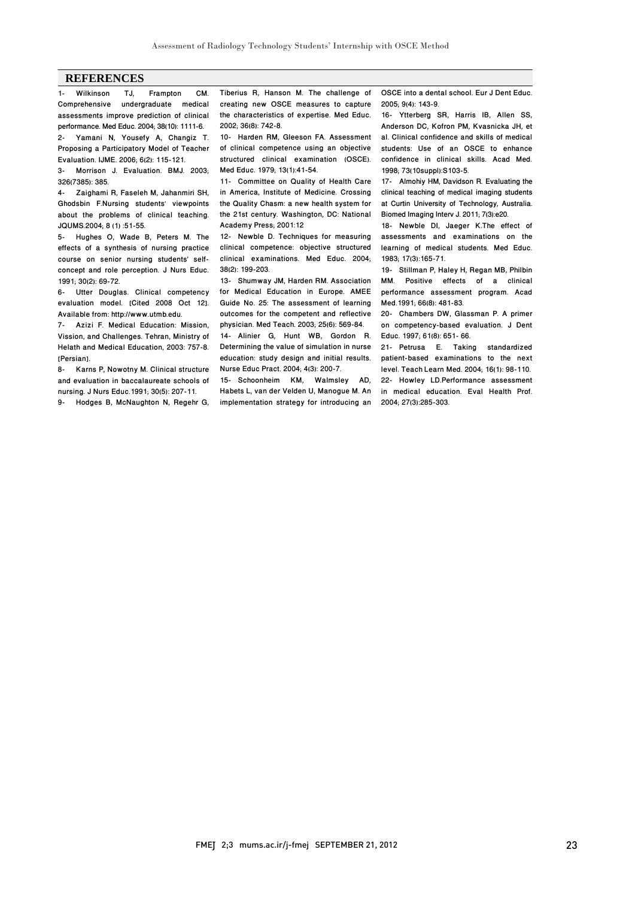## REFERENCES

1- Wilkinson TJ, Frampton CM. Comprehensive undergraduate medical assessments improve prediction of clinical performance. Med Educ. 2004; 38(10): 1111-6.

2- Yamani N, Yousefy A, Changiz T. Proposing a Participatory Model of Teacher Evaluation. IJME. 2006; 6(2): 115-121.

3- Morrison J. Evaluation. BMJ. 2003; 326(7385): 385.

4- Zaighami R, Faseleh M, Jahanmiri SH, Ghodsbin F.Nursing students' viewpoints about the problems of clinical teaching. JQUMS.2004; 8 (1) :51-55.

5- Hughes O, Wade B, Peters M. The effects of a synthesis of nursing practice course on senior nursing students' self-concept and role perception. J Nurs Educ. 1991; 30(2): 69-72.

6- Utter Douglas. Clinical competency evaluation model. [Cited 2008 Oct 12]. Available from: http://www.utmb.edu.

7- Azizi F. Medical Education: Mission, Vission, and Challenges. Tehran, Ministry of Helath and Medical Education, 2003: 757-8. [Persian].

8- Karns P, Nowotny M. Clinical structure and evaluation in baccalaureate schools of nursing. J Nurs Educ.1991; 30(5): 207-11.

9- Hodges B, McNaughton N, Regehr G, Tiberius R, Hanson M. The challenge of creating new OSCE measures to capture the characteristics of expertise. Med Educ. 2002; 36(8): 742-8.

10- Harden RM, Gleeson FA. Assessment of clinical competence using an objective structured clinical examination (OSCE). Med Educ. 1979; 13(1):41-54.

11- Committee on Quality of Health Care in America, Institute of Medicine. Crossing the Quality Chasm: a new health system for the 21st century. Washington, DC: National Academy Press; 2001:12

12- Newble D. Techniques for measuring clinical competence: objective structured clinical examinations. Med Educ. 2004; 38(2): 199-203.

13- Shumway JM, Harden RM. Association for Medical Education in Europe. AMEE Guide No. 25: The assessment of learning outcomes for the competent and reflective physician. Med Teach. 2003; 25(6): 569-84.

14- Alinier G, Hunt WB, Gordon R. Determining the value of simulation in nurse education: study design and initial results. Nurse Educ Pract. 2004; 4(3): 200-7.

15- Schoonheim KM, Walmsley AD, Habets L, van der Velden U, Manogue M. An implementation strategy for introducing an OSCE into a dental school. Eur J Dent Educ. 2005; 9(4): 143-9.

16- Ytterberg SR, Harris IB, Allen SS, Anderson DC, Kofron PM, Kvasnicka JH, et al. Clinical confidence and skills of medical students: Use of an OSCE to enhance confidence in clinical skills. Acad Med. 1998; 73(10suppl):S103-5.

17- Almohiy HM, Davidson R. Evaluating the clinical teaching of medical imaging students at Curtin University of Technology, Australia. Biomed Imaging Interv J. 2011; 7(3):e20.

18- Newble DI, Jaeger K.The effect of assessments and examinations on the learning of medical students. Med Educ. 1983; 17(3):165-71.

19- Stillman P, Haley H, Regan MB, Philbin MM. Positive effects of a clinical performance assessment program. Acad Med.1991; 66(8): 481-83.

20- Chambers DW, Glassman P. A primer on competency-based evaluation. J Dent Educ. 1997; 61(8): 651- 66.

21- Petrusa E. Taking standardized patient-based examinations to the next level. Teach Learn Med. 2004; 16(1): 98-110.

22- Howley LD.Performance assessment in medical education. Eval Health Prof. 2004; 27(3):285-303.